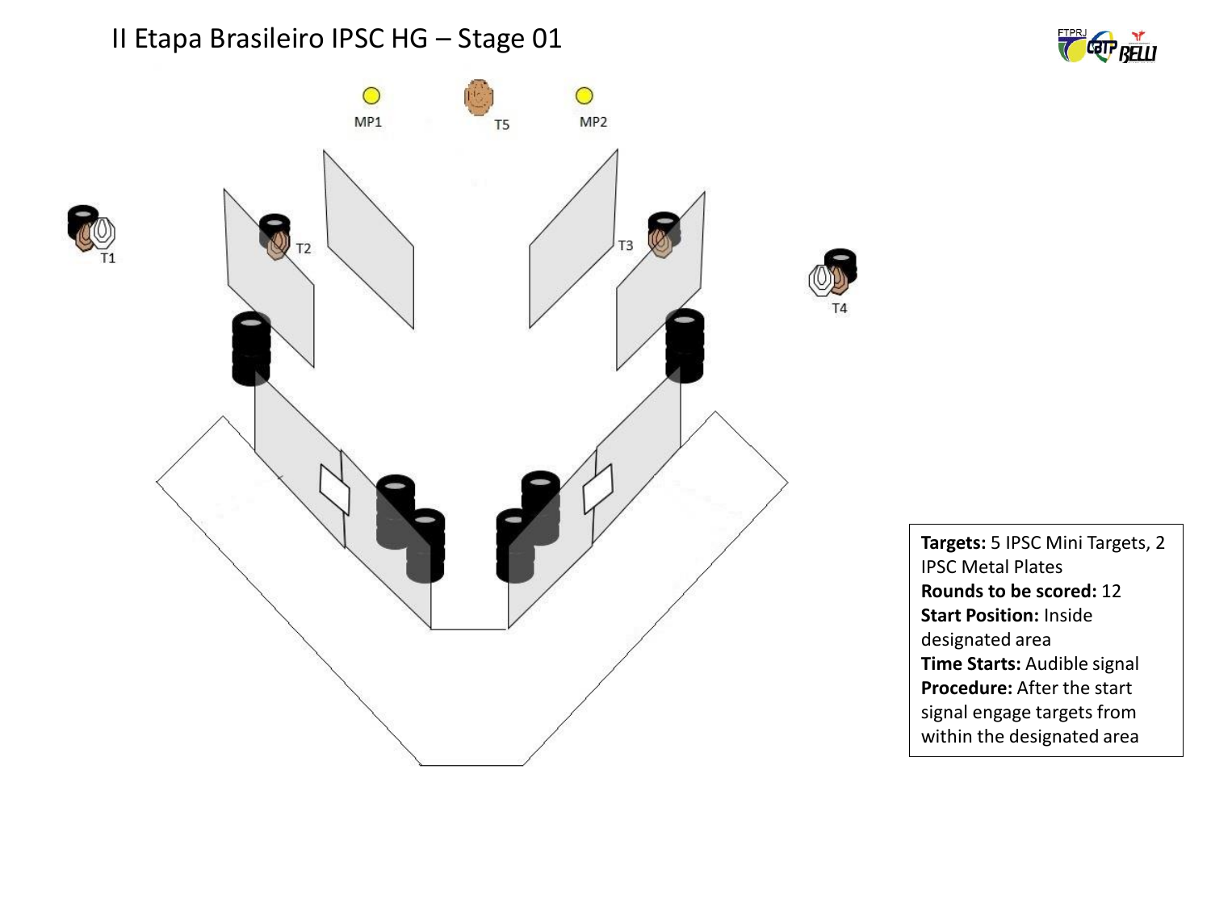# II Etapa Brasileiro IPSC HG – Stage 01

MP1

T5

MP2

T1

T2

T3

T4

**Targets:** 5 IPSC Mini Targets, 2 IPSC Metal Plates
**Rounds to be scored:** 12
**Start Position:** Inside designated area
**Time Starts:** Audible signal
**Procedure:** After the start signal engage targets from within the designated area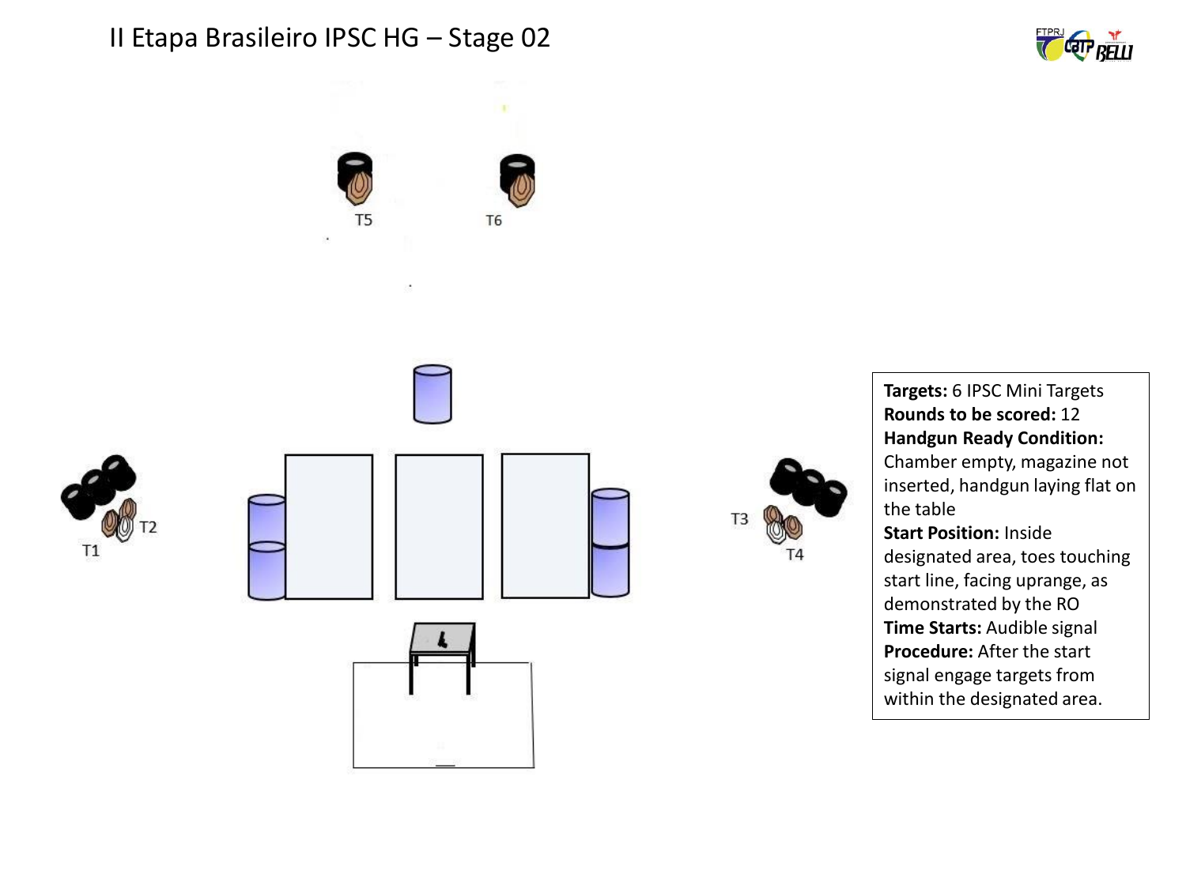# II Etapa Brasileiro IPSC HG – Stage 02

T5

T6

T1

T2

T3

T4

**Targets:** 6 IPSC Mini Targets
**Rounds to be scored:** 12
**Handgun Ready Condition:** Chamber empty, magazine not inserted, handgun laying flat on the table
**Start Position:** Inside designated area, toes touching start line, facing uprange, as demonstrated by the RO
**Time Starts:** Audible signal
**Procedure:** After the start signal engage targets from within the designated area.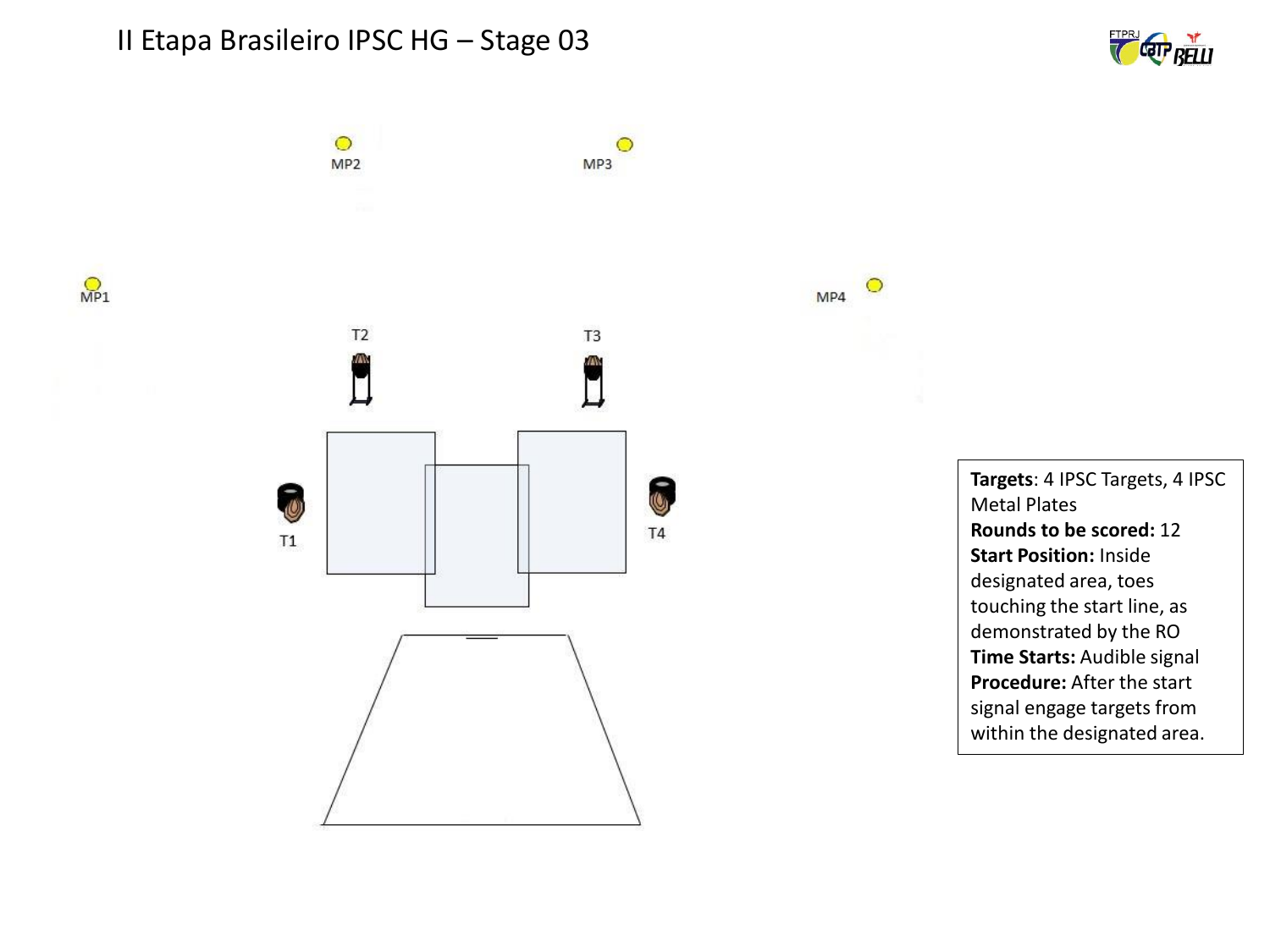# II Etapa Brasileiro IPSC HG – Stage 03

MP2

MP3

MP1

MP4

T2

T3

T1

T4

**Targets**: 4 IPSC Targets, 4 IPSC Metal Plates
**Rounds to be scored:** 12
**Start Position:** Inside designated area, toes touching the start line, as demonstrated by the RO
**Time Starts:** Audible signal
**Procedure:** After the start signal engage targets from within the designated area.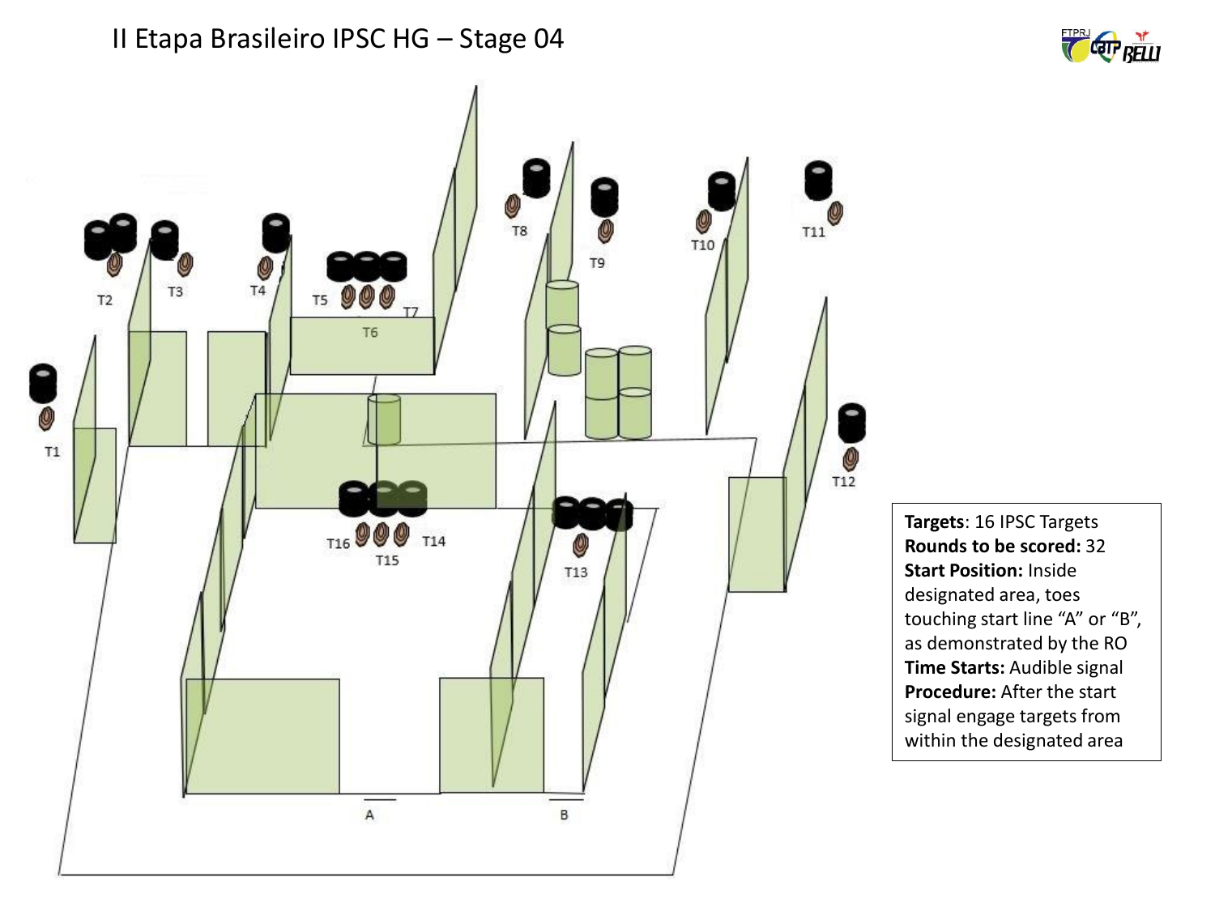# II Etapa Brasileiro IPSC HG – Stage 04

T1 T2 T3 T4 T5 T6 T7 T8 T9 T10 T11 T12 T13 T14 T15 T16

A B

**Targets**: 16 IPSC Targets
**Rounds to be scored:** 32
**Start Position:** Inside designated area, toes touching start line "A" or "B", as demonstrated by the RO
**Time Starts:** Audible signal
**Procedure:** After the start signal engage targets from within the designated area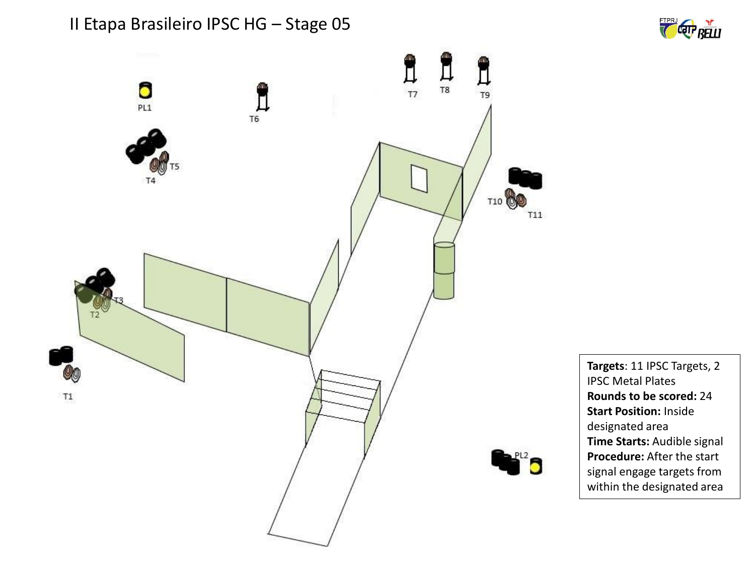# II Etapa Brasileiro IPSC HG – Stage 05

PL1

T6

T7 T8 T9

T5

T4

T10

T11

T3

T2

T1

PL2

**Targets**: 11 IPSC Targets, 2 IPSC Metal Plates
**Rounds to be scored:** 24
**Start Position:** Inside designated area
**Time Starts:** Audible signal
**Procedure:** After the start signal engage targets from within the designated area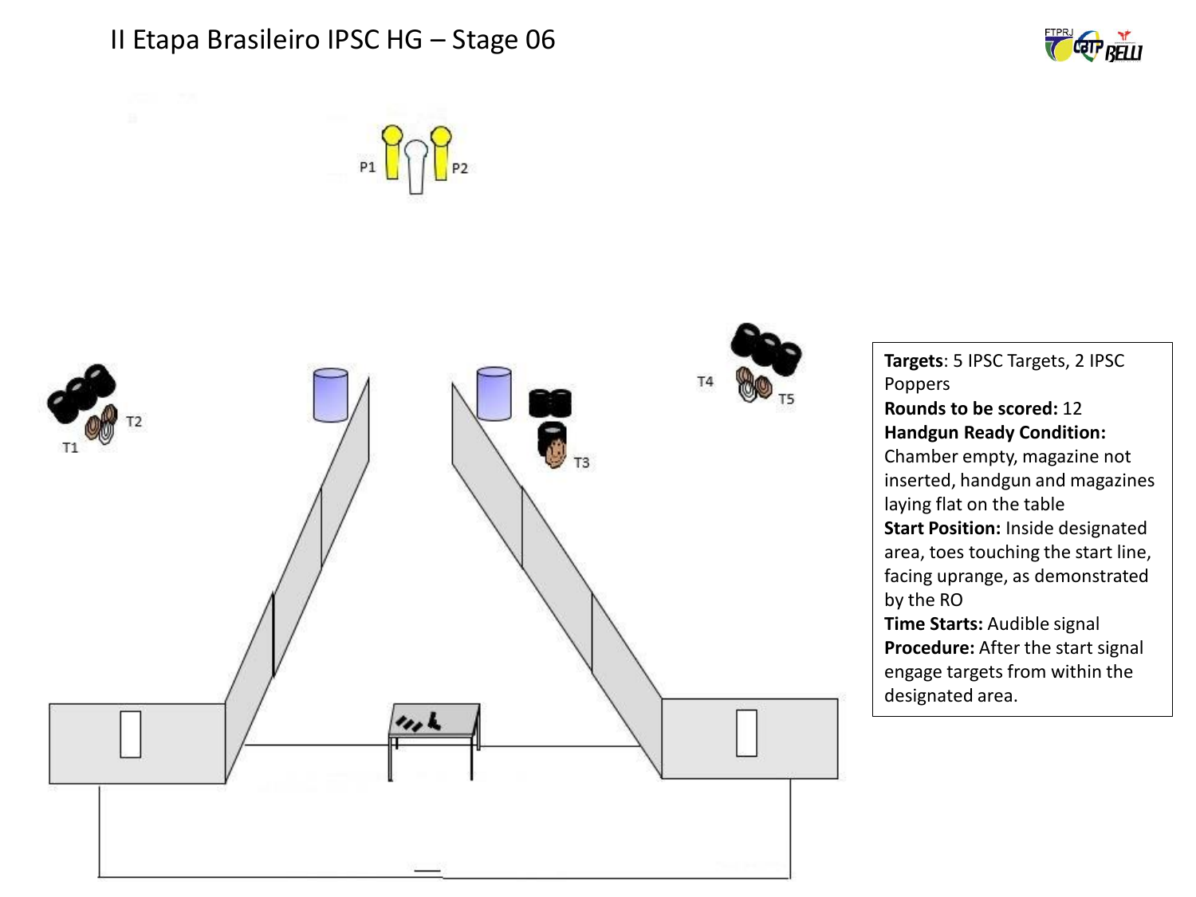# II Etapa Brasileiro IPSC HG – Stage 06

P1 P2

T1 T2

T3

T4 T5

**Targets**: 5 IPSC Targets, 2 IPSC Poppers
**Rounds to be scored:** 12
**Handgun Ready Condition:** Chamber empty, magazine not inserted, handgun and magazines laying flat on the table
**Start Position:** Inside designated area, toes touching the start line, facing uprange, as demonstrated by the RO
**Time Starts:** Audible signal
**Procedure:** After the start signal engage targets from within the designated area.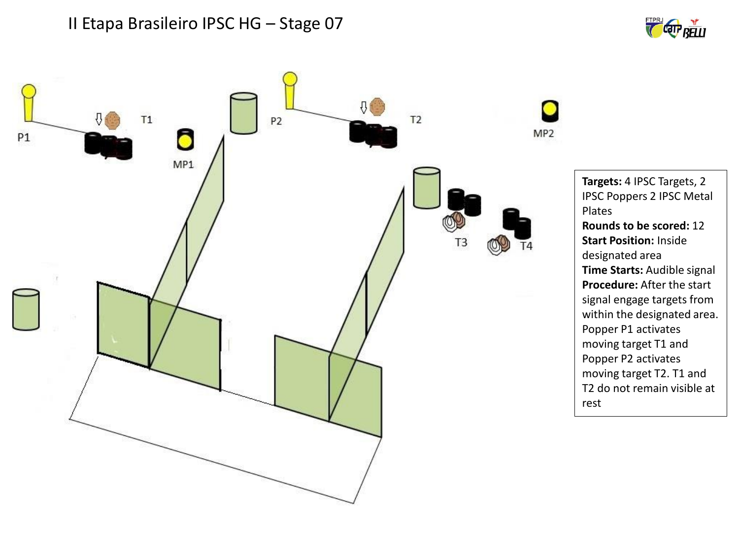# II Etapa Brasileiro IPSC HG – Stage 07

P1 T1 MP1 P2 T2 MP2 T3 T4

**Targets:** 4 IPSC Targets, 2 IPSC Poppers 2 IPSC Metal Plates
**Rounds to be scored:** 12
**Start Position:** Inside designated area
**Time Starts:** Audible signal
**Procedure:** After the start signal engage targets from within the designated area. Popper P1 activates moving target T1 and Popper P2 activates moving target T2. T1 and T2 do not remain visible at rest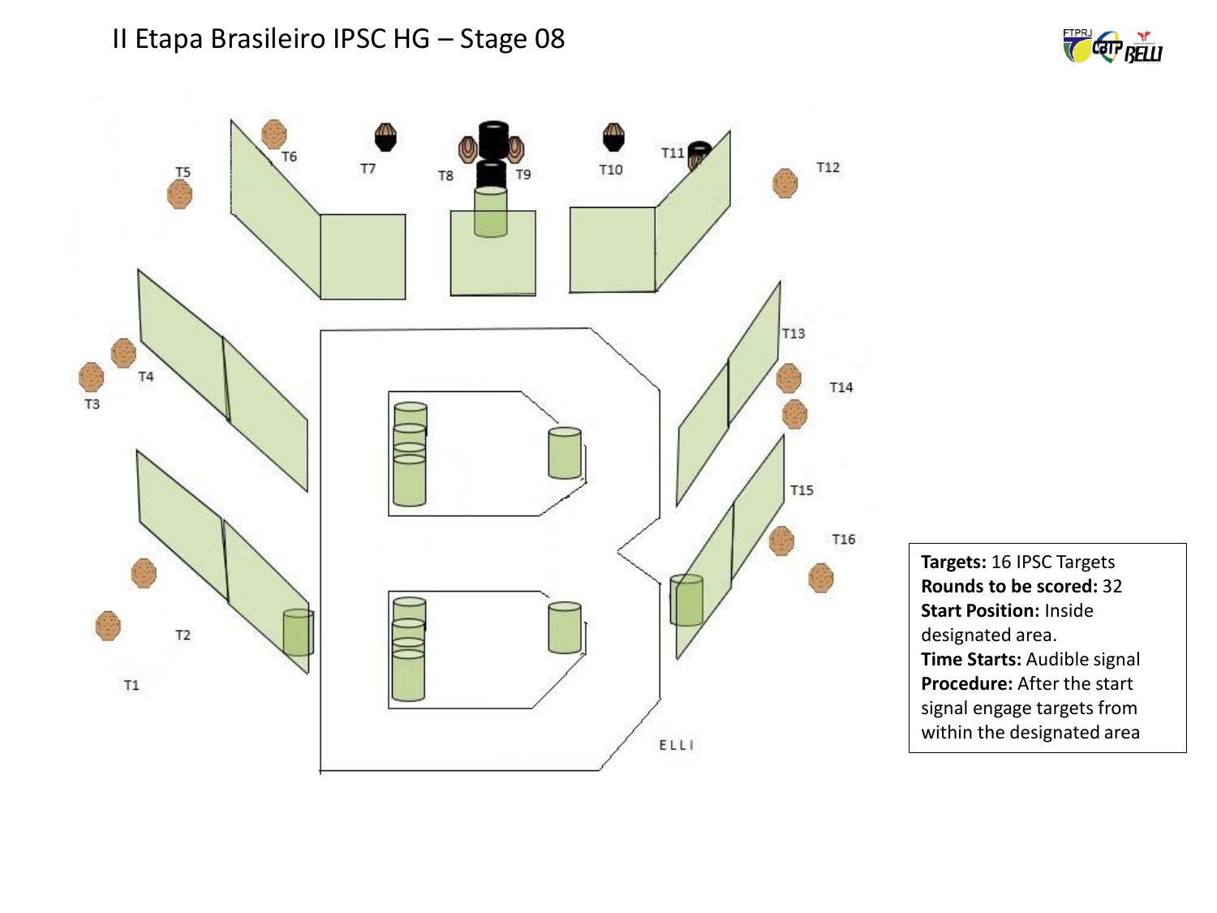# II Etapa Brasileiro IPSC HG – Stage 08

T1 T2 T3 T4 T5 T6 T7 T8 T9 T10 T11 T12 T13 T14 T15 T16

ELLI

**Targets:** 16 IPSC Targets
**Rounds to be scored:** 32
**Start Position:** Inside designated area.
**Time Starts:** Audible signal
**Procedure:** After the start signal engage targets from within the designated area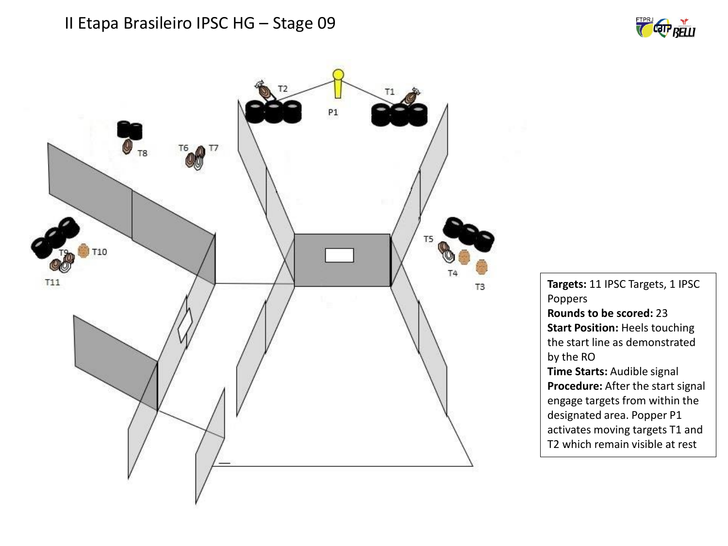# II Etapa Brasileiro IPSC HG – Stage 09

T2 T1 P1

T8 T6 T7

T9 T10 T11

T5 T4 T3

**Targets:** 11 IPSC Targets, 1 IPSC Poppers
**Rounds to be scored:** 23
**Start Position:** Heels touching the start line as demonstrated by the RO
**Time Starts:** Audible signal
**Procedure:** After the start signal engage targets from within the designated area. Popper P1 activates moving targets T1 and T2 which remain visible at rest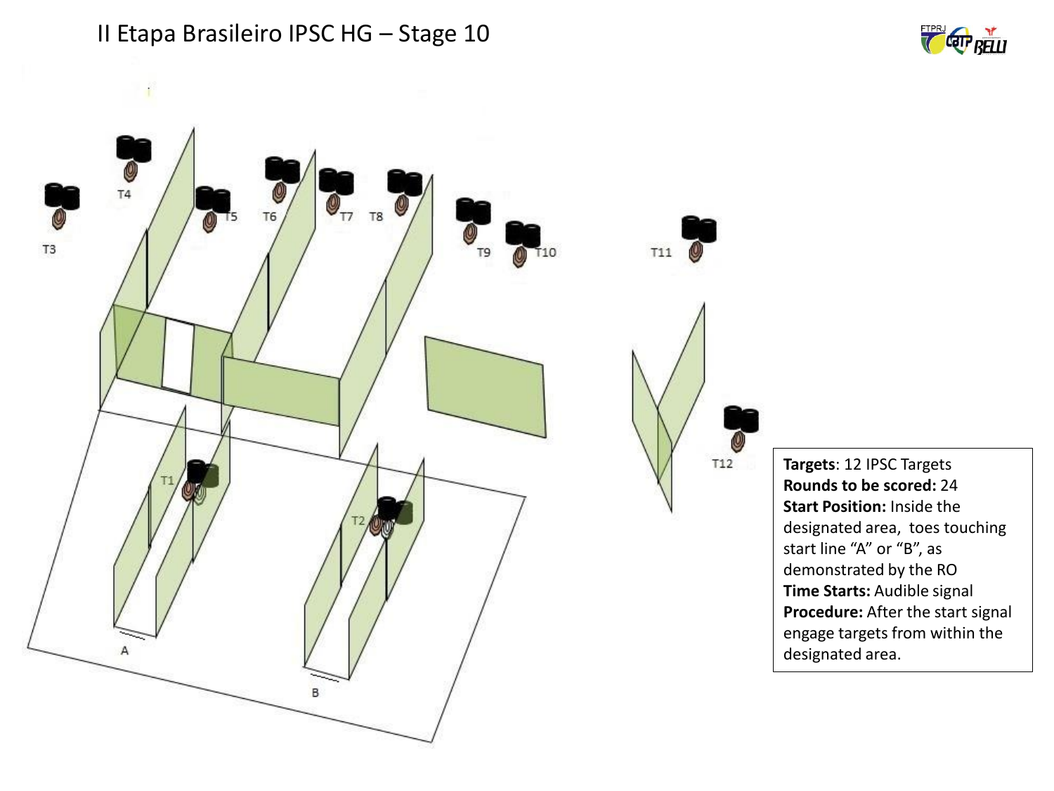# II Etapa Brasileiro IPSC HG – Stage 10

T3 T4 T5 T6 T7 T8 T9 T10 T11 T1 T2 T12

A

B

**Targets**: 12 IPSC Targets
**Rounds to be scored:** 24
**Start Position:** Inside the designated area, toes touching start line "A" or "B", as demonstrated by the RO
**Time Starts:** Audible signal
**Procedure:** After the start signal engage targets from within the designated area.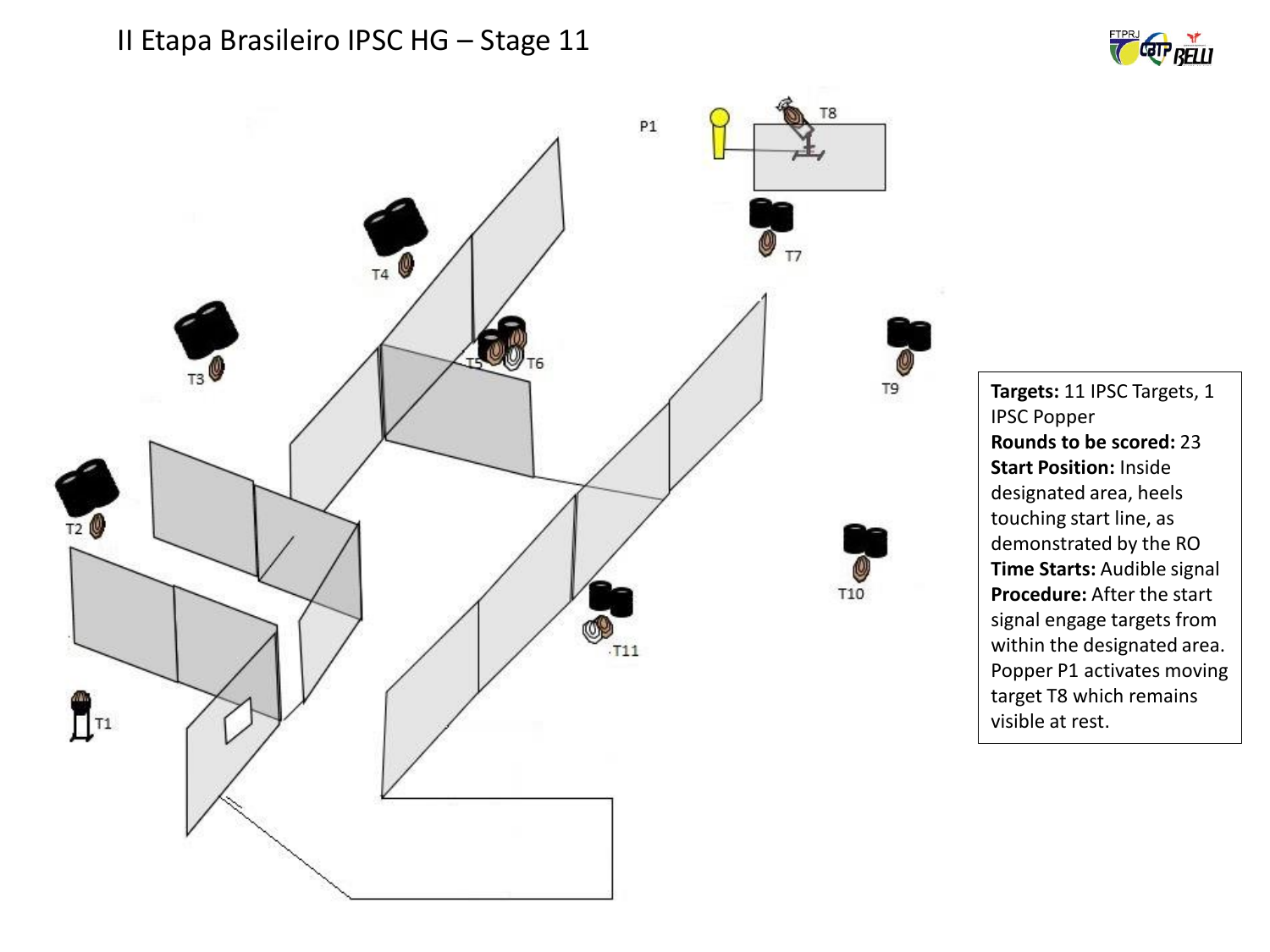# II Etapa Brasileiro IPSC HG – Stage 11

P1

T8

T7

T4

T3

T5 T6

T9

T2

T10

T11

T1

**Targets:** 11 IPSC Targets, 1 IPSC Popper
**Rounds to be scored:** 23
**Start Position:** Inside designated area, heels touching start line, as demonstrated by the RO
**Time Starts:** Audible signal
**Procedure:** After the start signal engage targets from within the designated area. Popper P1 activates moving target T8 which remains visible at rest.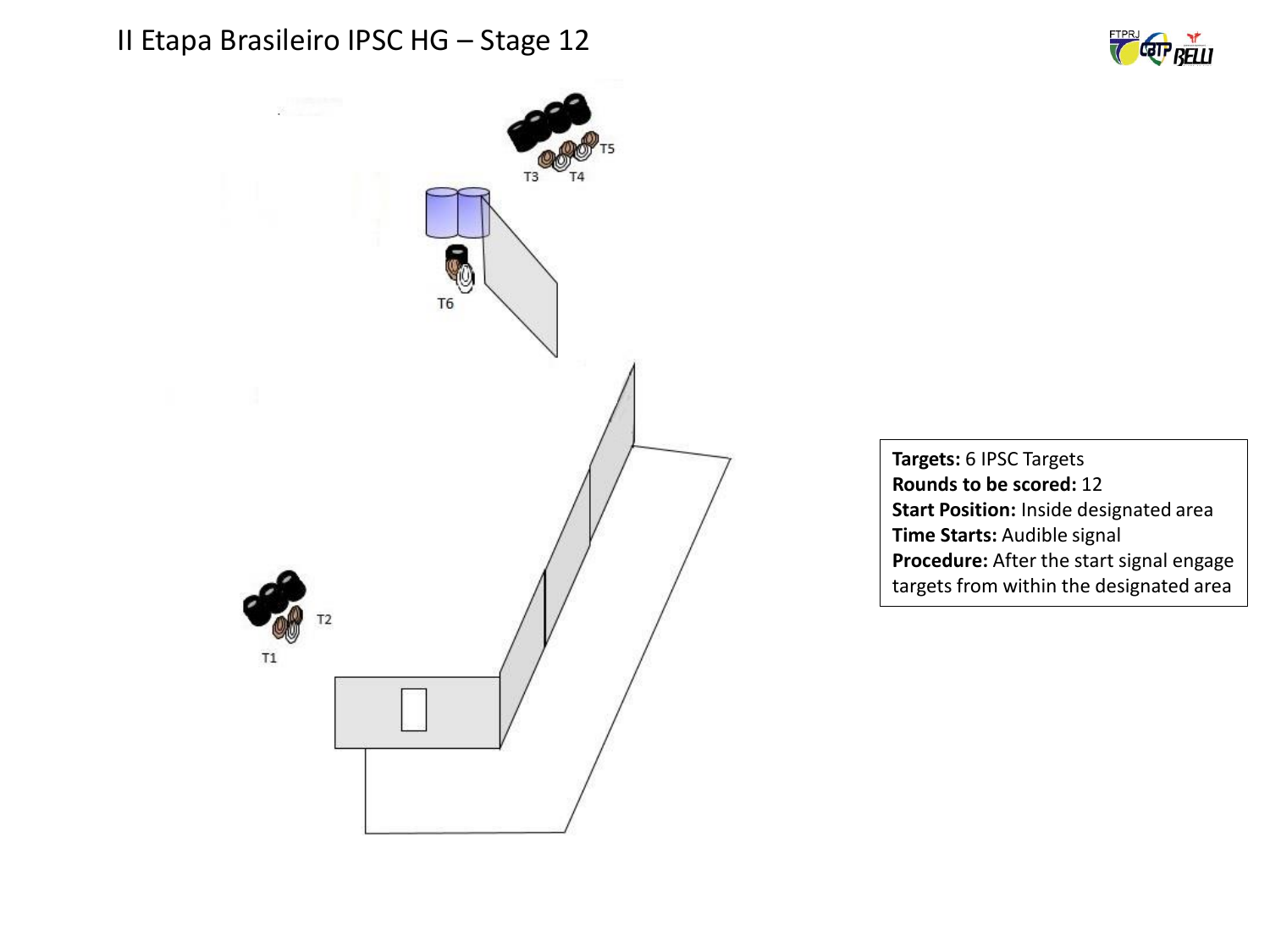# II Etapa Brasileiro IPSC HG – Stage 12

T5

T3 T4

T6

T2

T1

**Targets:** 6 IPSC Targets
**Rounds to be scored:** 12
**Start Position:** Inside designated area
**Time Starts:** Audible signal
**Procedure:** After the start signal engage targets from within the designated area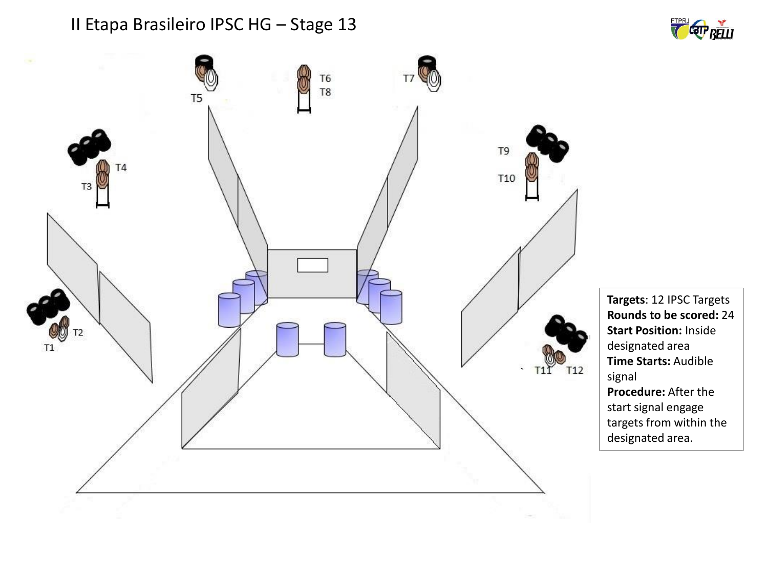# II Etapa Brasileiro IPSC HG – Stage 13

**Targets**: 12 IPSC Targets
**Rounds to be scored:** 24
**Start Position:** Inside designated area
**Time Starts:** Audible signal
**Procedure:** After the start signal engage targets from within the designated area.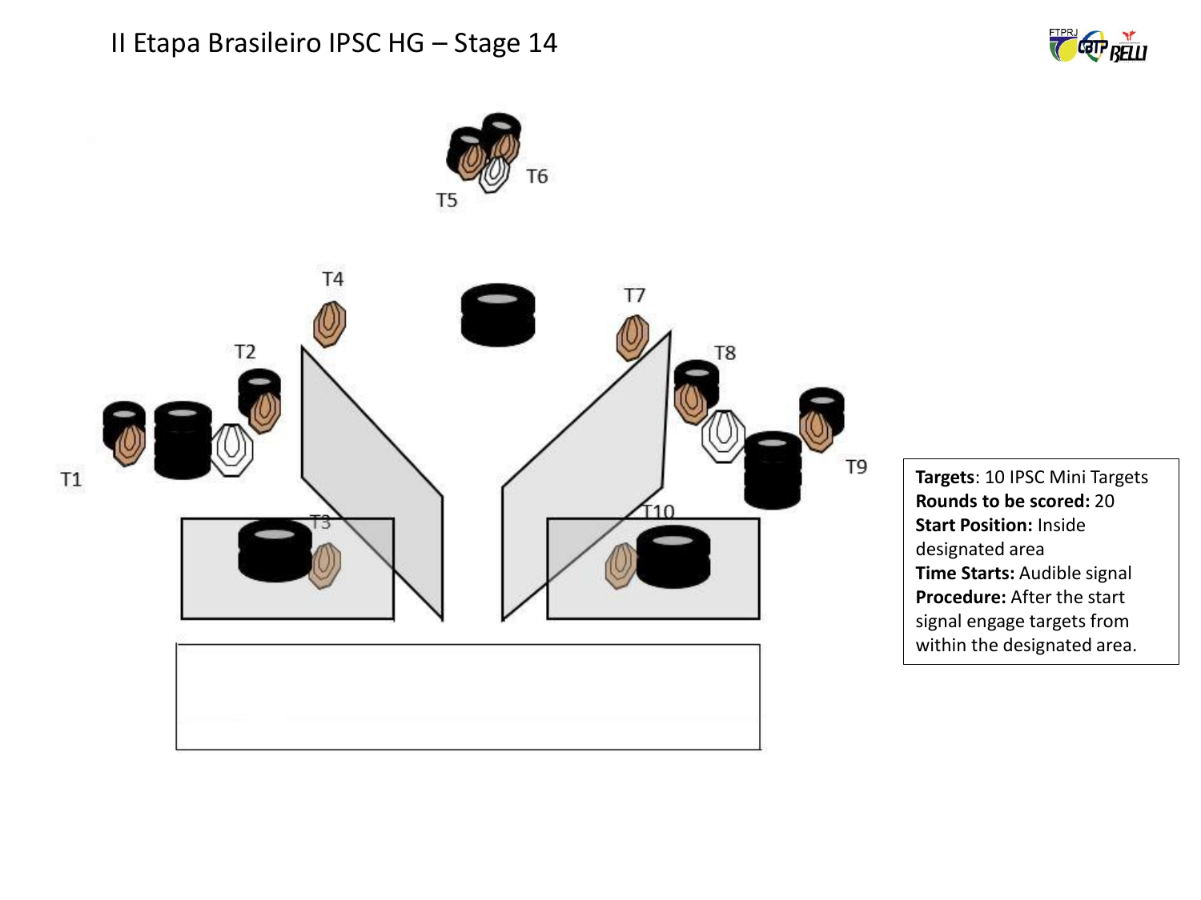# II Etapa Brasileiro IPSC HG – Stage 14

T1 T2 T3 T4 T5 T6 T7 T8 T9 T10

**Targets**: 10 IPSC Mini Targets
**Rounds to be scored:** 20
**Start Position:** Inside designated area
**Time Starts:** Audible signal
**Procedure:** After the start signal engage targets from within the designated area.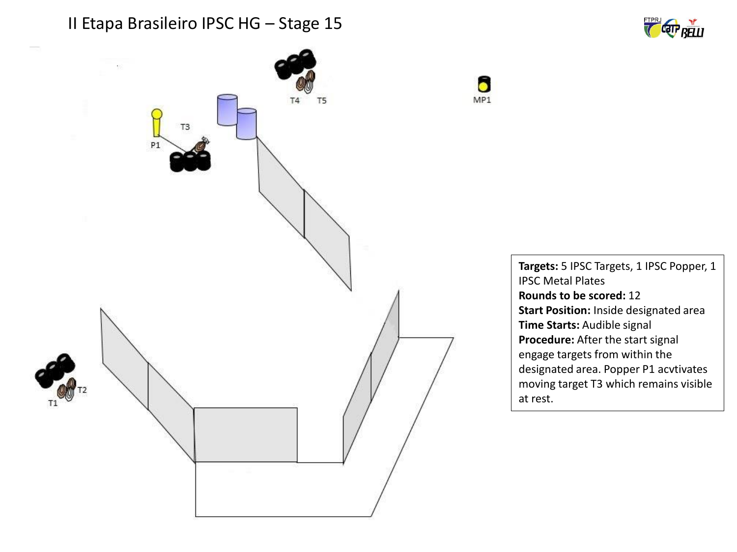# II Etapa Brasileiro IPSC HG – Stage 15

T4 T5

MP1

T3

P1

T2

T1

**Targets:** 5 IPSC Targets, 1 IPSC Popper, 1 IPSC Metal Plates
**Rounds to be scored:** 12
**Start Position:** Inside designated area
**Time Starts:** Audible signal
**Procedure:** After the start signal engage targets from within the designated area. Popper P1 acvtivates moving target T3 which remains visible at rest.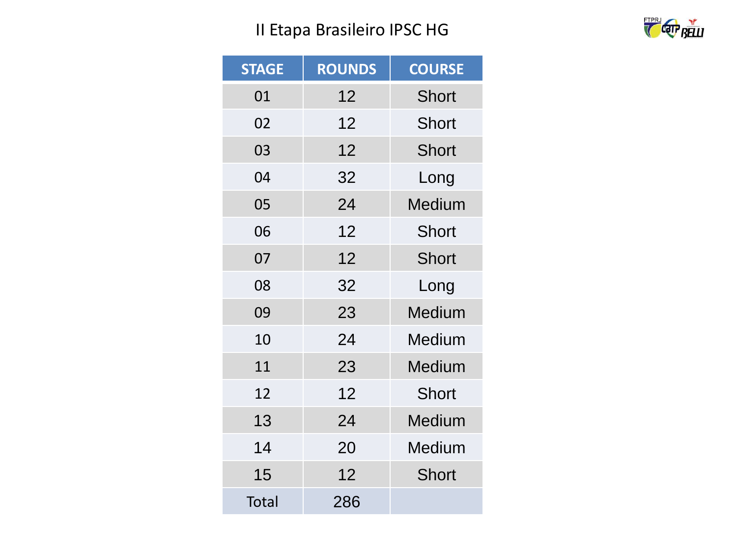# II Etapa Brasileiro IPSC HG

| STAGE | ROUNDS | COURSE |
|---|---|---|
| 01 | 12 | Short |
| 02 | 12 | Short |
| 03 | 12 | Short |
| 04 | 32 | Long |
| 05 | 24 | Medium |
| 06 | 12 | Short |
| 07 | 12 | Short |
| 08 | 32 | Long |
| 09 | 23 | Medium |
| 10 | 24 | Medium |
| 11 | 23 | Medium |
| 12 | 12 | Short |
| 13 | 24 | Medium |
| 14 | 20 | Medium |
| 15 | 12 | Short |
| Total | 286 | |